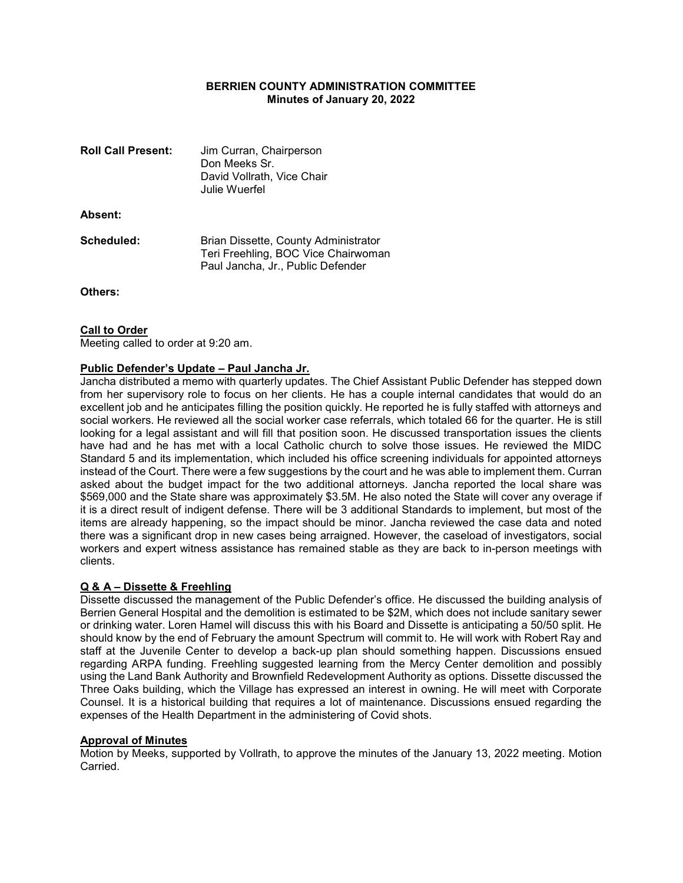**BERRIEN COUNTY ADMINISTRATION COMMITTEE**
**Minutes of January 20, 2022**

**Roll Call Present:** Jim Curran, Chairperson
Don Meeks Sr.
David Vollrath, Vice Chair
Julie Wuerfel

**Absent:**

**Scheduled:** Brian Dissette, County Administrator
Teri Freehling, BOC Vice Chairwoman
Paul Jancha, Jr., Public Defender

**Others:**

**Call to Order**
Meeting called to order at 9:20 am.

**Public Defender's Update – Paul Jancha Jr.**
Jancha distributed a memo with quarterly updates. The Chief Assistant Public Defender has stepped down from her supervisory role to focus on her clients. He has a couple internal candidates that would do an excellent job and he anticipates filling the position quickly. He reported he is fully staffed with attorneys and social workers. He reviewed all the social worker case referrals, which totaled 66 for the quarter. He is still looking for a legal assistant and will fill that position soon. He discussed transportation issues the clients have had and he has met with a local Catholic church to solve those issues. He reviewed the MIDC Standard 5 and its implementation, which included his office screening individuals for appointed attorneys instead of the Court. There were a few suggestions by the court and he was able to implement them. Curran asked about the budget impact for the two additional attorneys. Jancha reported the local share was $569,000 and the State share was approximately $3.5M. He also noted the State will cover any overage if it is a direct result of indigent defense. There will be 3 additional Standards to implement, but most of the items are already happening, so the impact should be minor. Jancha reviewed the case data and noted there was a significant drop in new cases being arraigned. However, the caseload of investigators, social workers and expert witness assistance has remained stable as they are back to in-person meetings with clients.

**Q & A – Dissette & Freehling**
Dissette discussed the management of the Public Defender's office. He discussed the building analysis of Berrien General Hospital and the demolition is estimated to be $2M, which does not include sanitary sewer or drinking water. Loren Hamel will discuss this with his Board and Dissette is anticipating a 50/50 split. He should know by the end of February the amount Spectrum will commit to. He will work with Robert Ray and staff at the Juvenile Center to develop a back-up plan should something happen. Discussions ensued regarding ARPA funding. Freehling suggested learning from the Mercy Center demolition and possibly using the Land Bank Authority and Brownfield Redevelopment Authority as options. Dissette discussed the Three Oaks building, which the Village has expressed an interest in owning. He will meet with Corporate Counsel. It is a historical building that requires a lot of maintenance. Discussions ensued regarding the expenses of the Health Department in the administering of Covid shots.

**Approval of Minutes**
Motion by Meeks, supported by Vollrath, to approve the minutes of the January 13, 2022 meeting. Motion Carried.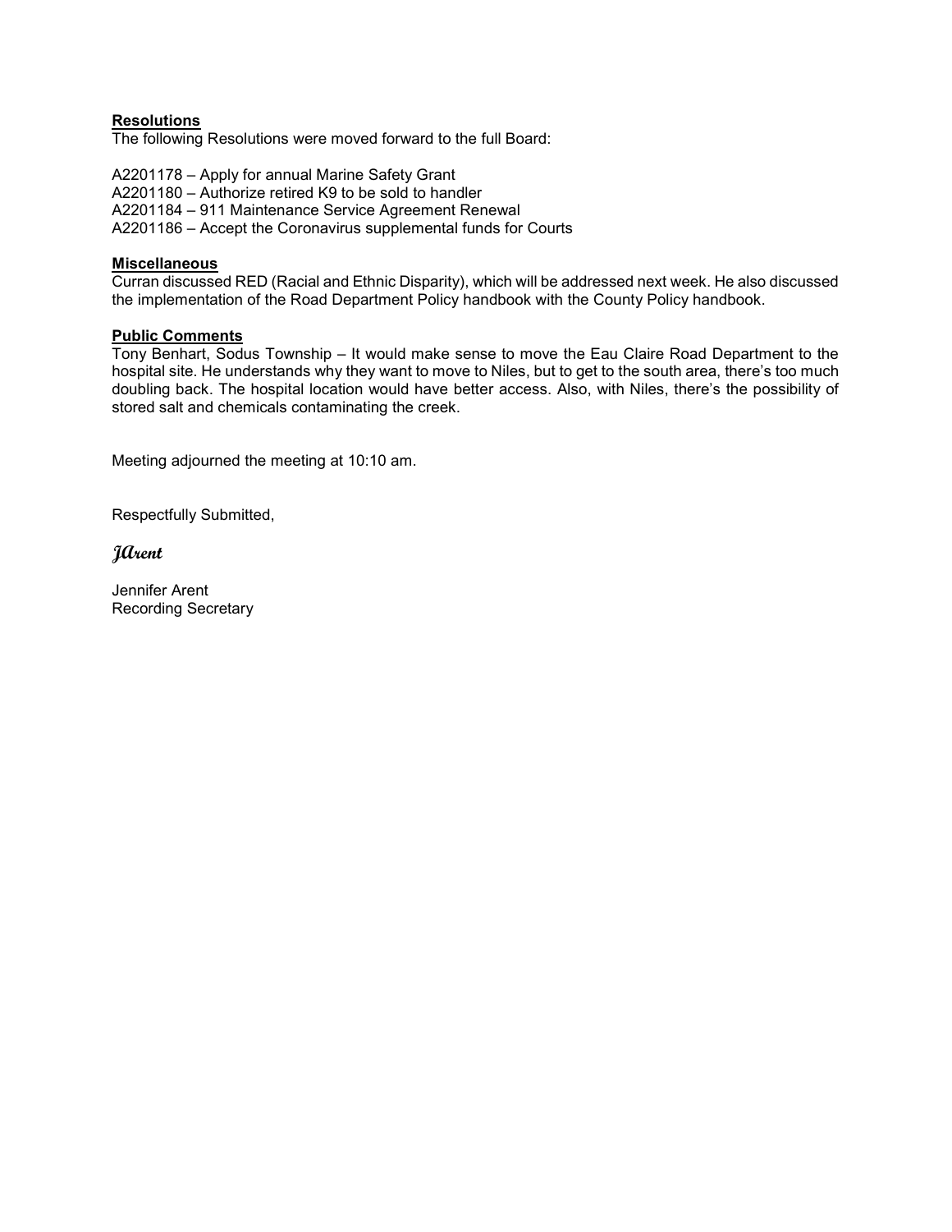**Resolutions**

The following Resolutions were moved forward to the full Board:

A2201178 – Apply for annual Marine Safety Grant
A2201180 – Authorize retired K9 to be sold to handler
A2201184 – 911 Maintenance Service Agreement Renewal
A2201186 – Accept the Coronavirus supplemental funds for Courts

**Miscellaneous**

Curran discussed RED (Racial and Ethnic Disparity), which will be addressed next week. He also discussed the implementation of the Road Department Policy handbook with the County Policy handbook.

**Public Comments**

Tony Benhart, Sodus Township – It would make sense to move the Eau Claire Road Department to the hospital site. He understands why they want to move to Niles, but to get to the south area, there's too much doubling back. The hospital location would have better access. Also, with Niles, there's the possibility of stored salt and chemicals contaminating the creek.

Meeting adjourned the meeting at 10:10 am.

Respectfully Submitted,

*JArent*

Jennifer Arent
Recording Secretary